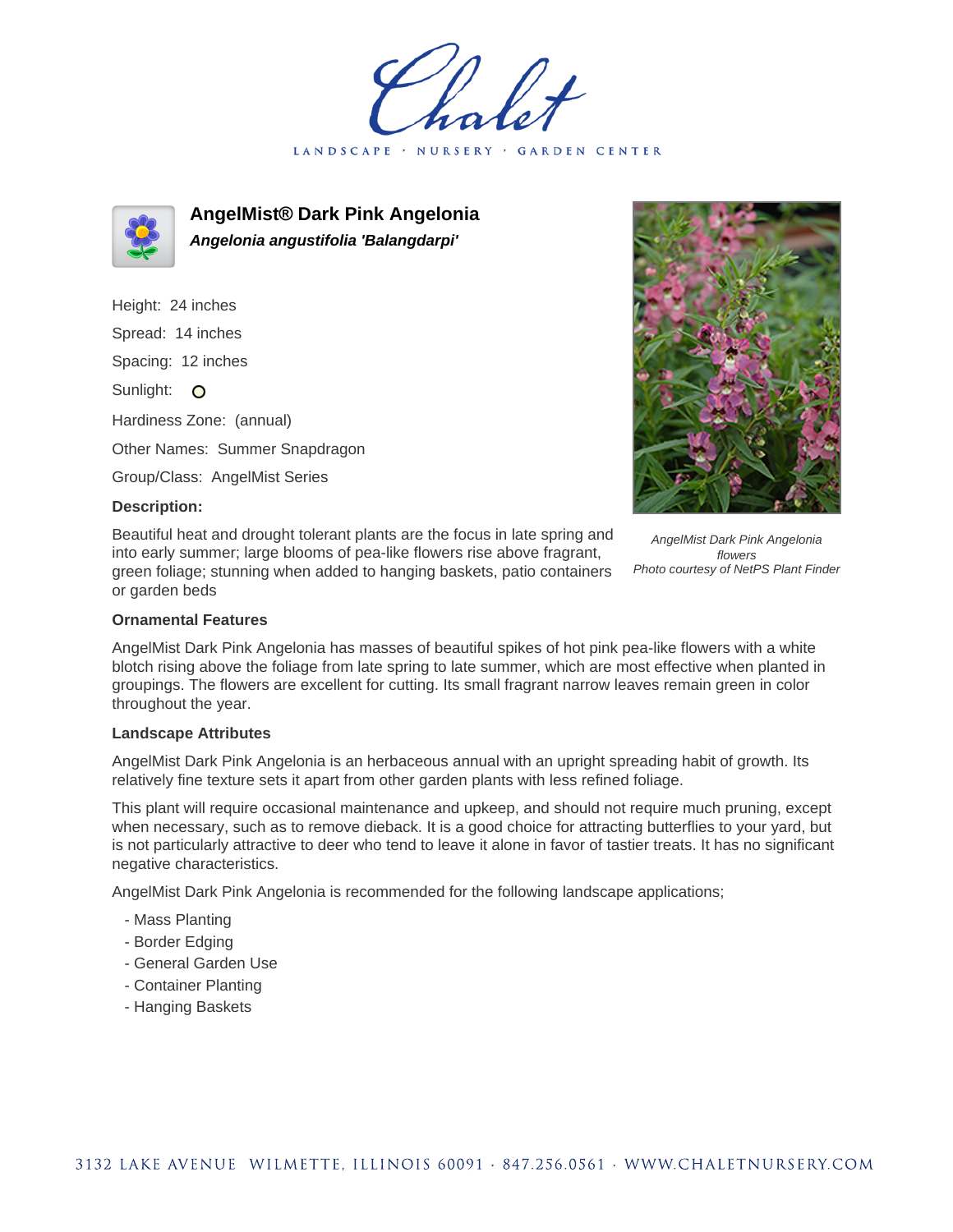Chalet

LANDSCAPE · NURSERY · GARDEN CENTER

# AngelMist® Dark Pink Angelonia

***Angelonia angustifolia 'Balangdarpi'***

Height: 24 inches

Spread: 14 inches

Spacing: 12 inches

Sunlight: O

Hardiness Zone: (annual)

Other Names: Summer Snapdragon

Group/Class: AngelMist Series

**Description:**

Beautiful heat and drought tolerant plants are the focus in late spring and into early summer; large blooms of pea-like flowers rise above fragrant, green foliage; stunning when added to hanging baskets, patio containers or garden beds

*AngelMist Dark Pink Angelonia flowers*
*Photo courtesy of NetPS Plant Finder*

**Ornamental Features**

AngelMist Dark Pink Angelonia has masses of beautiful spikes of hot pink pea-like flowers with a white blotch rising above the foliage from late spring to late summer, which are most effective when planted in groupings. The flowers are excellent for cutting. Its small fragrant narrow leaves remain green in color throughout the year.

**Landscape Attributes**

AngelMist Dark Pink Angelonia is an herbaceous annual with an upright spreading habit of growth. Its relatively fine texture sets it apart from other garden plants with less refined foliage.

This plant will require occasional maintenance and upkeep, and should not require much pruning, except when necessary, such as to remove dieback. It is a good choice for attracting butterflies to your yard, but is not particularly attractive to deer who tend to leave it alone in favor of tastier treats. It has no significant negative characteristics.

AngelMist Dark Pink Angelonia is recommended for the following landscape applications;

- Mass Planting
- Border Edging
- General Garden Use
- Container Planting
- Hanging Baskets

3132 LAKE AVENUE WILMETTE, ILLINOIS 60091 · 847.256.0561 · WWW.CHALETNURSERY.COM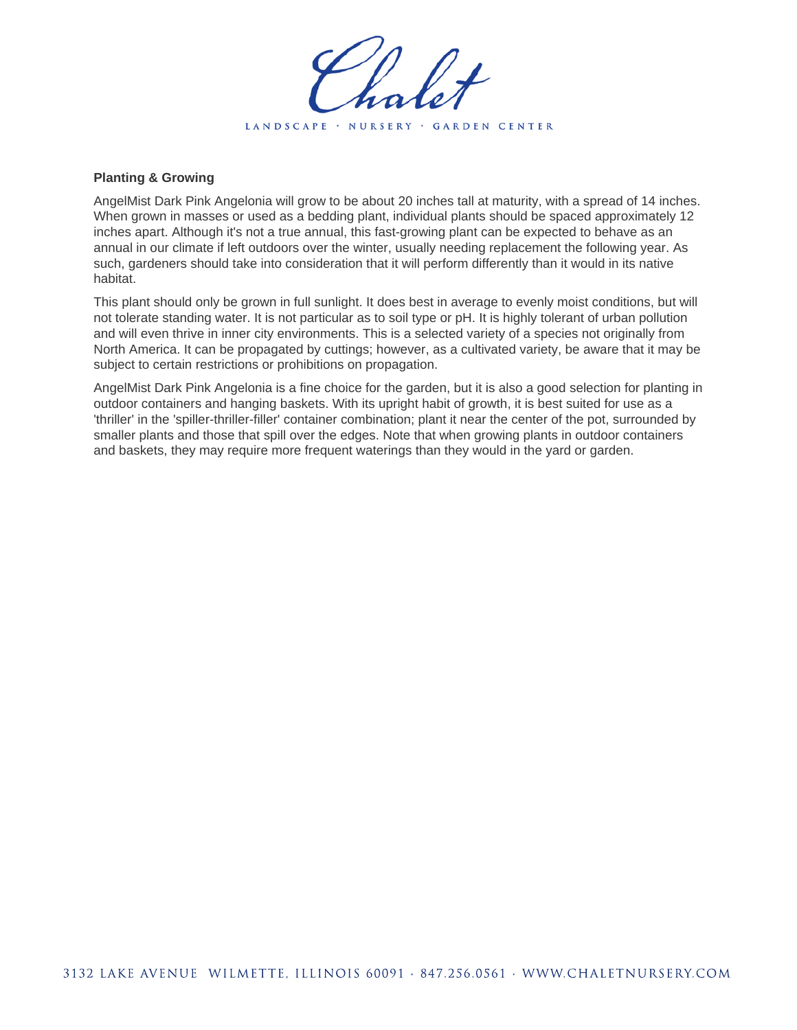**Planting & Growing**

AngelMist Dark Pink Angelonia will grow to be about 20 inches tall at maturity, with a spread of 14 inches. When grown in masses or used as a bedding plant, individual plants should be spaced approximately 12 inches apart. Although it's not a true annual, this fast-growing plant can be expected to behave as an annual in our climate if left outdoors over the winter, usually needing replacement the following year. As such, gardeners should take into consideration that it will perform differently than it would in its native habitat.

This plant should only be grown in full sunlight. It does best in average to evenly moist conditions, but will not tolerate standing water. It is not particular as to soil type or pH. It is highly tolerant of urban pollution and will even thrive in inner city environments. This is a selected variety of a species not originally from North America. It can be propagated by cuttings; however, as a cultivated variety, be aware that it may be subject to certain restrictions or prohibitions on propagation.

AngelMist Dark Pink Angelonia is a fine choice for the garden, but it is also a good selection for planting in outdoor containers and hanging baskets. With its upright habit of growth, it is best suited for use as a 'thriller' in the 'spiller-thriller-filler' container combination; plant it near the center of the pot, surrounded by smaller plants and those that spill over the edges. Note that when growing plants in outdoor containers and baskets, they may require more frequent waterings than they would in the yard or garden.